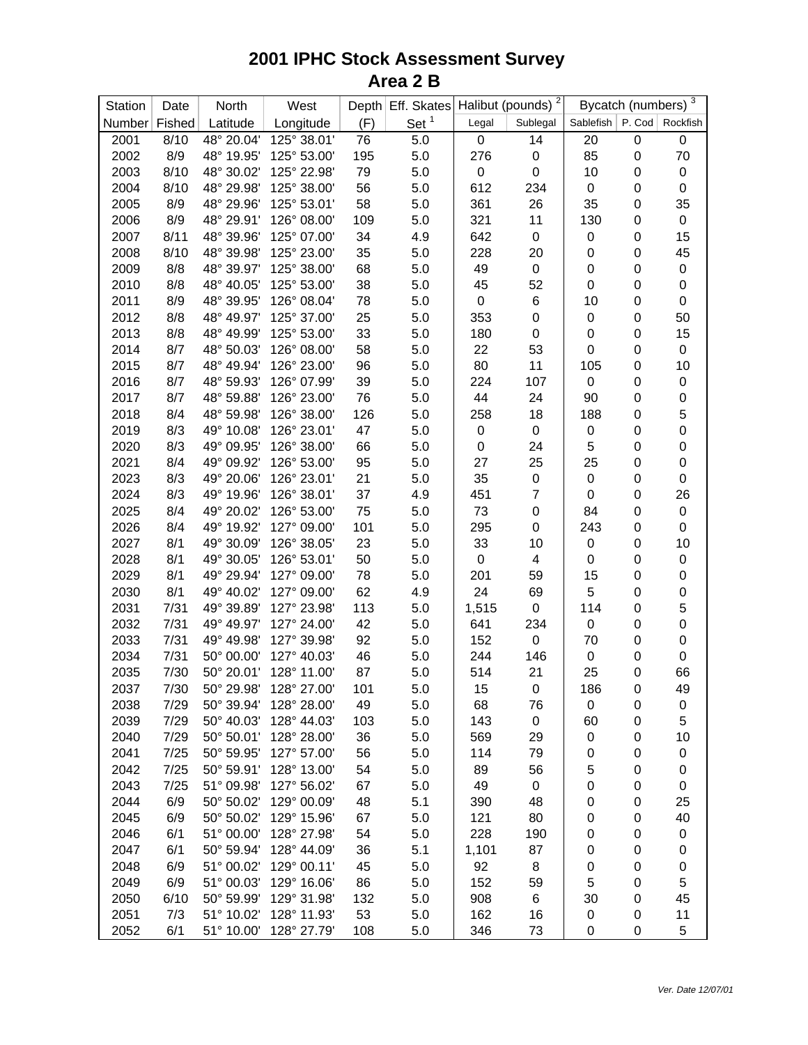# 2001 IPHC Stock Assessment Survey
## Area 2 B

| Station | Date | North | West | Depth | Eff. Skates | Halibut (pounds) [2] | | Bycatch (numbers) [3] | | |
|---|---|---|---|---|---|---|---|---|---|---|
| Number | Fished | Latitude | Longitude | (F) | Set [1] | Legal | Sublegal | Sablefish | P. Cod | Rockfish |
| 2001 | 8/10 | 48° 20.04' | 125° 38.01' | 76 | 5.0 | 0 | 14 | 20 | 0 | 0 |
| 2002 | 8/9 | 48° 19.95' | 125° 53.00' | 195 | 5.0 | 276 | 0 | 85 | 0 | 70 |
| 2003 | 8/10 | 48° 30.02' | 125° 22.98' | 79 | 5.0 | 0 | 0 | 10 | 0 | 0 |
| 2004 | 8/10 | 48° 29.98' | 125° 38.00' | 56 | 5.0 | 612 | 234 | 0 | 0 | 0 |
| 2005 | 8/9 | 48° 29.96' | 125° 53.01' | 58 | 5.0 | 361 | 26 | 35 | 0 | 35 |
| 2006 | 8/9 | 48° 29.91' | 126° 08.00' | 109 | 5.0 | 321 | 11 | 130 | 0 | 0 |
| 2007 | 8/11 | 48° 39.96' | 125° 07.00' | 34 | 4.9 | 642 | 0 | 0 | 0 | 15 |
| 2008 | 8/10 | 48° 39.98' | 125° 23.00' | 35 | 5.0 | 228 | 20 | 0 | 0 | 45 |
| 2009 | 8/8 | 48° 39.97' | 125° 38.00' | 68 | 5.0 | 49 | 0 | 0 | 0 | 0 |
| 2010 | 8/8 | 48° 40.05' | 125° 53.00' | 38 | 5.0 | 45 | 52 | 0 | 0 | 0 |
| 2011 | 8/9 | 48° 39.95' | 126° 08.04' | 78 | 5.0 | 0 | 6 | 10 | 0 | 0 |
| 2012 | 8/8 | 48° 49.97' | 125° 37.00' | 25 | 5.0 | 353 | 0 | 0 | 0 | 50 |
| 2013 | 8/8 | 48° 49.99' | 125° 53.00' | 33 | 5.0 | 180 | 0 | 0 | 0 | 15 |
| 2014 | 8/7 | 48° 50.03' | 126° 08.00' | 58 | 5.0 | 22 | 53 | 0 | 0 | 0 |
| 2015 | 8/7 | 48° 49.94' | 126° 23.00' | 96 | 5.0 | 80 | 11 | 105 | 0 | 10 |
| 2016 | 8/7 | 48° 59.93' | 126° 07.99' | 39 | 5.0 | 224 | 107 | 0 | 0 | 0 |
| 2017 | 8/7 | 48° 59.88' | 126° 23.00' | 76 | 5.0 | 44 | 24 | 90 | 0 | 0 |
| 2018 | 8/4 | 48° 59.98' | 126° 38.00' | 126 | 5.0 | 258 | 18 | 188 | 0 | 5 |
| 2019 | 8/3 | 49° 10.08' | 126° 23.01' | 47 | 5.0 | 0 | 0 | 0 | 0 | 0 |
| 2020 | 8/3 | 49° 09.95' | 126° 38.00' | 66 | 5.0 | 0 | 24 | 5 | 0 | 0 |
| 2021 | 8/4 | 49° 09.92' | 126° 53.00' | 95 | 5.0 | 27 | 25 | 25 | 0 | 0 |
| 2023 | 8/3 | 49° 20.06' | 126° 23.01' | 21 | 5.0 | 35 | 0 | 0 | 0 | 0 |
| 2024 | 8/3 | 49° 19.96' | 126° 38.01' | 37 | 4.9 | 451 | 7 | 0 | 0 | 26 |
| 2025 | 8/4 | 49° 20.02' | 126° 53.00' | 75 | 5.0 | 73 | 0 | 84 | 0 | 0 |
| 2026 | 8/4 | 49° 19.92' | 127° 09.00' | 101 | 5.0 | 295 | 0 | 243 | 0 | 0 |
| 2027 | 8/1 | 49° 30.09' | 126° 38.05' | 23 | 5.0 | 33 | 10 | 0 | 0 | 10 |
| 2028 | 8/1 | 49° 30.05' | 126° 53.01' | 50 | 5.0 | 0 | 4 | 0 | 0 | 0 |
| 2029 | 8/1 | 49° 29.94' | 127° 09.00' | 78 | 5.0 | 201 | 59 | 15 | 0 | 0 |
| 2030 | 8/1 | 49° 40.02' | 127° 09.00' | 62 | 4.9 | 24 | 69 | 5 | 0 | 0 |
| 2031 | 7/31 | 49° 39.89' | 127° 23.98' | 113 | 5.0 | 1,515 | 0 | 114 | 0 | 5 |
| 2032 | 7/31 | 49° 49.97' | 127° 24.00' | 42 | 5.0 | 641 | 234 | 0 | 0 | 0 |
| 2033 | 7/31 | 49° 49.98' | 127° 39.98' | 92 | 5.0 | 152 | 0 | 70 | 0 | 0 |
| 2034 | 7/31 | 50° 00.00' | 127° 40.03' | 46 | 5.0 | 244 | 146 | 0 | 0 | 0 |
| 2035 | 7/30 | 50° 20.01' | 128° 11.00' | 87 | 5.0 | 514 | 21 | 25 | 0 | 66 |
| 2037 | 7/30 | 50° 29.98' | 128° 27.00' | 101 | 5.0 | 15 | 0 | 186 | 0 | 49 |
| 2038 | 7/29 | 50° 39.94' | 128° 28.00' | 49 | 5.0 | 68 | 76 | 0 | 0 | 0 |
| 2039 | 7/29 | 50° 40.03' | 128° 44.03' | 103 | 5.0 | 143 | 0 | 60 | 0 | 5 |
| 2040 | 7/29 | 50° 50.01' | 128° 28.00' | 36 | 5.0 | 569 | 29 | 0 | 0 | 10 |
| 2041 | 7/25 | 50° 59.95' | 127° 57.00' | 56 | 5.0 | 114 | 79 | 0 | 0 | 0 |
| 2042 | 7/25 | 50° 59.91' | 128° 13.00' | 54 | 5.0 | 89 | 56 | 5 | 0 | 0 |
| 2043 | 7/25 | 51° 09.98' | 127° 56.02' | 67 | 5.0 | 49 | 0 | 0 | 0 | 0 |
| 2044 | 6/9 | 50° 50.02' | 129° 00.09' | 48 | 5.1 | 390 | 48 | 0 | 0 | 25 |
| 2045 | 6/9 | 50° 50.02' | 129° 15.96' | 67 | 5.0 | 121 | 80 | 0 | 0 | 40 |
| 2046 | 6/1 | 51° 00.00' | 128° 27.98' | 54 | 5.0 | 228 | 190 | 0 | 0 | 0 |
| 2047 | 6/1 | 50° 59.94' | 128° 44.09' | 36 | 5.1 | 1,101 | 87 | 0 | 0 | 0 |
| 2048 | 6/9 | 51° 00.02' | 129° 00.11' | 45 | 5.0 | 92 | 8 | 0 | 0 | 0 |
| 2049 | 6/9 | 51° 00.03' | 129° 16.06' | 86 | 5.0 | 152 | 59 | 5 | 0 | 5 |
| 2050 | 6/10 | 50° 59.99' | 129° 31.98' | 132 | 5.0 | 908 | 6 | 30 | 0 | 45 |
| 2051 | 7/3 | 51° 10.02' | 128° 11.93' | 53 | 5.0 | 162 | 16 | 0 | 0 | 11 |
| 2052 | 6/1 | 51° 10.00' | 128° 27.79' | 108 | 5.0 | 346 | 73 | 0 | 0 | 5 |

*Ver. Date 12/07/01*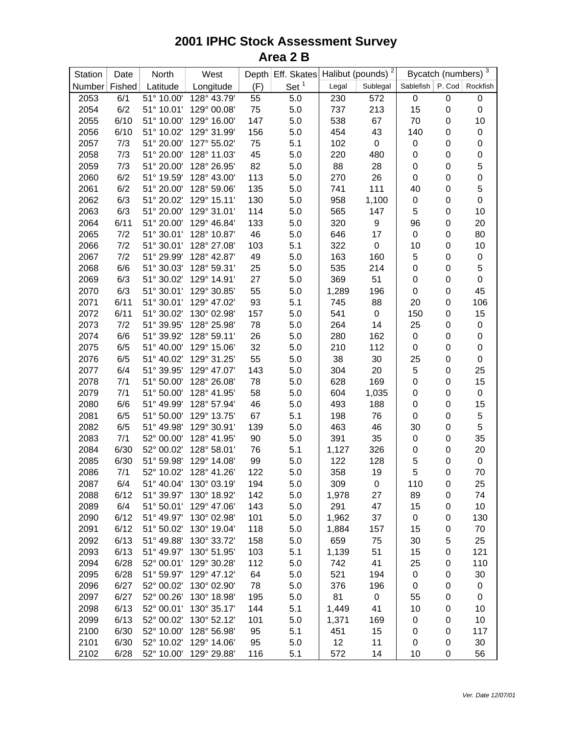# 2001 IPHC Stock Assessment Survey

## Area 2 B

| Station | Date | North | West | Depth | Eff. Skates | Halibut (pounds) [2] | | Bycatch (numbers) [3] | | |
|---|---|---|---|---|---|---|---|---|---|---|
| Number | Fished | Latitude | Longitude | (F) | Set [1] | Legal | Sublegal | Sablefish | P. Cod | Rockfish |
| 2053 | 6/1 | 51° 10.00' | 128° 43.79' | 55 | 5.0 | 230 | 572 | 0 | 0 | 0 |
| 2054 | 6/2 | 51° 10.01' | 129° 00.08' | 75 | 5.0 | 737 | 213 | 15 | 0 | 0 |
| 2055 | 6/10 | 51° 10.00' | 129° 16.00' | 147 | 5.0 | 538 | 67 | 70 | 0 | 10 |
| 2056 | 6/10 | 51° 10.02' | 129° 31.99' | 156 | 5.0 | 454 | 43 | 140 | 0 | 0 |
| 2057 | 7/3 | 51° 20.00' | 127° 55.02' | 75 | 5.1 | 102 | 0 | 0 | 0 | 0 |
| 2058 | 7/3 | 51° 20.00' | 128° 11.03' | 45 | 5.0 | 220 | 480 | 0 | 0 | 0 |
| 2059 | 7/3 | 51° 20.00' | 128° 26.95' | 82 | 5.0 | 88 | 28 | 0 | 0 | 5 |
| 2060 | 6/2 | 51° 19.59' | 128° 43.00' | 113 | 5.0 | 270 | 26 | 0 | 0 | 0 |
| 2061 | 6/2 | 51° 20.00' | 128° 59.06' | 135 | 5.0 | 741 | 111 | 40 | 0 | 5 |
| 2062 | 6/3 | 51° 20.02' | 129° 15.11' | 130 | 5.0 | 958 | 1,100 | 0 | 0 | 0 |
| 2063 | 6/3 | 51° 20.00' | 129° 31.01' | 114 | 5.0 | 565 | 147 | 5 | 0 | 10 |
| 2064 | 6/11 | 51° 20.00' | 129° 46.84' | 133 | 5.0 | 320 | 9 | 96 | 0 | 20 |
| 2065 | 7/2 | 51° 30.01' | 128° 10.87' | 46 | 5.0 | 646 | 17 | 0 | 0 | 80 |
| 2066 | 7/2 | 51° 30.01' | 128° 27.08' | 103 | 5.1 | 322 | 0 | 10 | 0 | 10 |
| 2067 | 7/2 | 51° 29.99' | 128° 42.87' | 49 | 5.0 | 163 | 160 | 5 | 0 | 0 |
| 2068 | 6/6 | 51° 30.03' | 128° 59.31' | 25 | 5.0 | 535 | 214 | 0 | 0 | 5 |
| 2069 | 6/3 | 51° 30.02' | 129° 14.91' | 27 | 5.0 | 369 | 51 | 0 | 0 | 0 |
| 2070 | 6/3 | 51° 30.01' | 129° 30.85' | 55 | 5.0 | 1,289 | 196 | 0 | 0 | 45 |
| 2071 | 6/11 | 51° 30.01' | 129° 47.02' | 93 | 5.1 | 745 | 88 | 20 | 0 | 106 |
| 2072 | 6/11 | 51° 30.02' | 130° 02.98' | 157 | 5.0 | 541 | 0 | 150 | 0 | 15 |
| 2073 | 7/2 | 51° 39.95' | 128° 25.98' | 78 | 5.0 | 264 | 14 | 25 | 0 | 0 |
| 2074 | 6/6 | 51° 39.92' | 128° 59.11' | 26 | 5.0 | 280 | 162 | 0 | 0 | 0 |
| 2075 | 6/5 | 51° 40.00' | 129° 15.06' | 32 | 5.0 | 210 | 112 | 0 | 0 | 0 |
| 2076 | 6/5 | 51° 40.02' | 129° 31.25' | 55 | 5.0 | 38 | 30 | 25 | 0 | 0 |
| 2077 | 6/4 | 51° 39.95' | 129° 47.07' | 143 | 5.0 | 304 | 20 | 5 | 0 | 25 |
| 2078 | 7/1 | 51° 50.00' | 128° 26.08' | 78 | 5.0 | 628 | 169 | 0 | 0 | 15 |
| 2079 | 7/1 | 51° 50.00' | 128° 41.95' | 58 | 5.0 | 604 | 1,035 | 0 | 0 | 0 |
| 2080 | 6/6 | 51° 49.99' | 128° 57.94' | 46 | 5.0 | 493 | 188 | 0 | 0 | 15 |
| 2081 | 6/5 | 51° 50.00' | 129° 13.75' | 67 | 5.1 | 198 | 76 | 0 | 0 | 5 |
| 2082 | 6/5 | 51° 49.98' | 129° 30.91' | 139 | 5.0 | 463 | 46 | 30 | 0 | 5 |
| 2083 | 7/1 | 52° 00.00' | 128° 41.95' | 90 | 5.0 | 391 | 35 | 0 | 0 | 35 |
| 2084 | 6/30 | 52° 00.02' | 128° 58.01' | 76 | 5.1 | 1,127 | 326 | 0 | 0 | 20 |
| 2085 | 6/30 | 51° 59.98' | 129° 14.08' | 99 | 5.0 | 122 | 128 | 5 | 0 | 0 |
| 2086 | 7/1 | 52° 10.02' | 128° 41.26' | 122 | 5.0 | 358 | 19 | 5 | 0 | 70 |
| 2087 | 6/4 | 51° 40.04' | 130° 03.19' | 194 | 5.0 | 309 | 0 | 110 | 0 | 25 |
| 2088 | 6/12 | 51° 39.97' | 130° 18.92' | 142 | 5.0 | 1,978 | 27 | 89 | 0 | 74 |
| 2089 | 6/4 | 51° 50.01' | 129° 47.06' | 143 | 5.0 | 291 | 47 | 15 | 0 | 10 |
| 2090 | 6/12 | 51° 49.97' | 130° 02.98' | 101 | 5.0 | 1,962 | 37 | 0 | 0 | 130 |
| 2091 | 6/12 | 51° 50.02' | 130° 19.04' | 118 | 5.0 | 1,884 | 157 | 15 | 0 | 70 |
| 2092 | 6/13 | 51° 49.88' | 130° 33.72' | 158 | 5.0 | 659 | 75 | 30 | 5 | 25 |
| 2093 | 6/13 | 51° 49.97' | 130° 51.95' | 103 | 5.1 | 1,139 | 51 | 15 | 0 | 121 |
| 2094 | 6/28 | 52° 00.01' | 129° 30.28' | 112 | 5.0 | 742 | 41 | 25 | 0 | 110 |
| 2095 | 6/28 | 51° 59.97' | 129° 47.12' | 64 | 5.0 | 521 | 194 | 0 | 0 | 30 |
| 2096 | 6/27 | 52° 00.02' | 130° 02.90' | 78 | 5.0 | 376 | 196 | 0 | 0 | 0 |
| 2097 | 6/27 | 52° 00.26' | 130° 18.98' | 195 | 5.0 | 81 | 0 | 55 | 0 | 0 |
| 2098 | 6/13 | 52° 00.01' | 130° 35.17' | 144 | 5.1 | 1,449 | 41 | 10 | 0 | 10 |
| 2099 | 6/13 | 52° 00.02' | 130° 52.12' | 101 | 5.0 | 1,371 | 169 | 0 | 0 | 10 |
| 2100 | 6/30 | 52° 10.00' | 128° 56.98' | 95 | 5.1 | 451 | 15 | 0 | 0 | 117 |
| 2101 | 6/30 | 52° 10.02' | 129° 14.06' | 95 | 5.0 | 12 | 11 | 0 | 0 | 30 |
| 2102 | 6/28 | 52° 10.00' | 129° 29.88' | 116 | 5.1 | 572 | 14 | 10 | 0 | 56 |

*Ver. Date 12/07/01*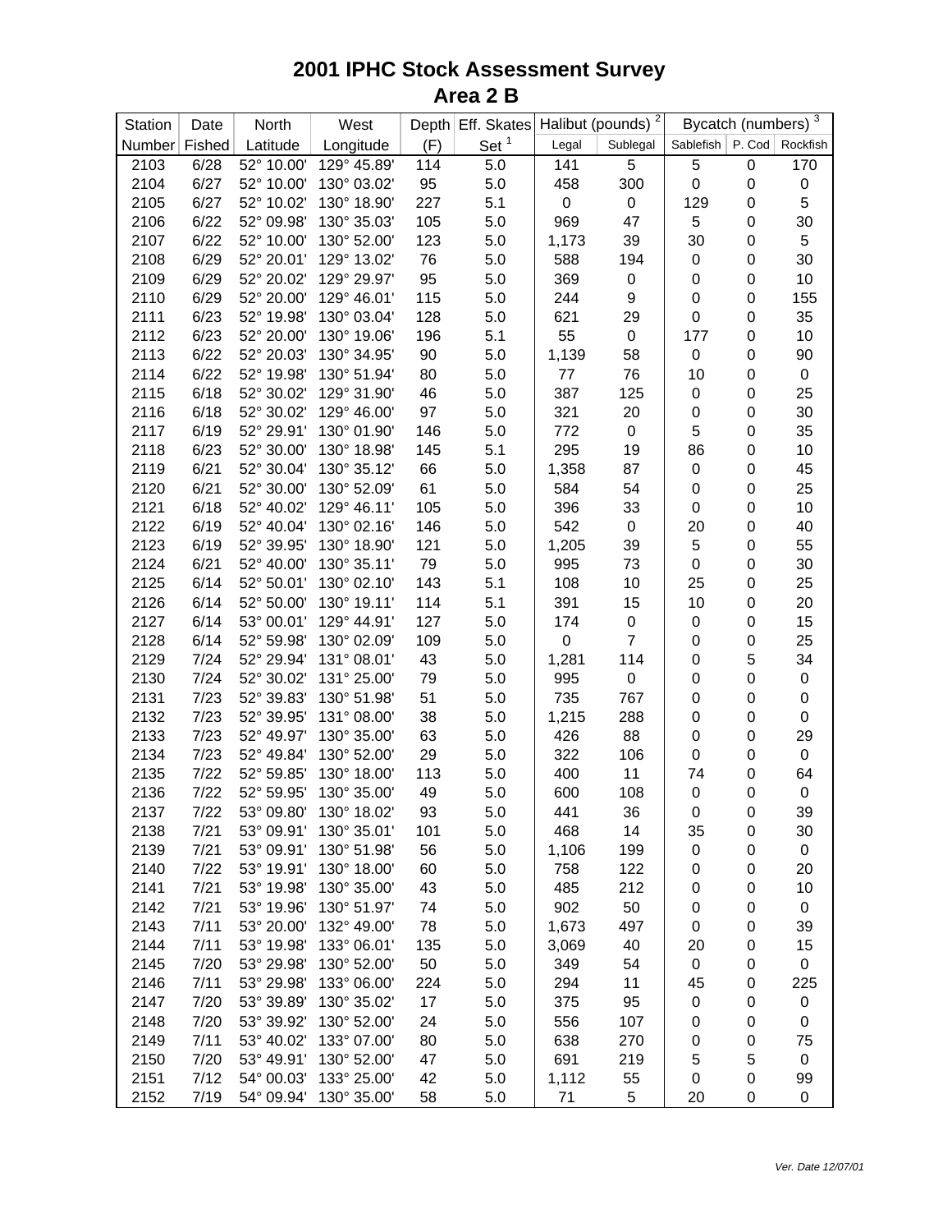# 2001 IPHC Stock Assessment Survey
## Area 2 B

| Station | Date | North | West | Depth | Eff. Skates | Halibut (pounds) [2] | | Bycatch (numbers) [3] | | |
|---|---|---|---|---|---|---|---|---|---|---|
| Number | Fished | Latitude | Longitude | (F) | Set [1] | Legal | Sublegal | Sablefish | P. Cod | Rockfish |
| 2103 | 6/28 | 52° 10.00' | 129° 45.89' | 114 | 5.0 | 141 | 5 | 5 | 0 | 170 |
| 2104 | 6/27 | 52° 10.00' | 130° 03.02' | 95 | 5.0 | 458 | 300 | 0 | 0 | 0 |
| 2105 | 6/27 | 52° 10.02' | 130° 18.90' | 227 | 5.1 | 0 | 0 | 129 | 0 | 5 |
| 2106 | 6/22 | 52° 09.98' | 130° 35.03' | 105 | 5.0 | 969 | 47 | 5 | 0 | 30 |
| 2107 | 6/22 | 52° 10.00' | 130° 52.00' | 123 | 5.0 | 1,173 | 39 | 30 | 0 | 5 |
| 2108 | 6/29 | 52° 20.01' | 129° 13.02' | 76 | 5.0 | 588 | 194 | 0 | 0 | 30 |
| 2109 | 6/29 | 52° 20.02' | 129° 29.97' | 95 | 5.0 | 369 | 0 | 0 | 0 | 10 |
| 2110 | 6/29 | 52° 20.00' | 129° 46.01' | 115 | 5.0 | 244 | 9 | 0 | 0 | 155 |
| 2111 | 6/23 | 52° 19.98' | 130° 03.04' | 128 | 5.0 | 621 | 29 | 0 | 0 | 35 |
| 2112 | 6/23 | 52° 20.00' | 130° 19.06' | 196 | 5.1 | 55 | 0 | 177 | 0 | 10 |
| 2113 | 6/22 | 52° 20.03' | 130° 34.95' | 90 | 5.0 | 1,139 | 58 | 0 | 0 | 90 |
| 2114 | 6/22 | 52° 19.98' | 130° 51.94' | 80 | 5.0 | 77 | 76 | 10 | 0 | 0 |
| 2115 | 6/18 | 52° 30.02' | 129° 31.90' | 46 | 5.0 | 387 | 125 | 0 | 0 | 25 |
| 2116 | 6/18 | 52° 30.02' | 129° 46.00' | 97 | 5.0 | 321 | 20 | 0 | 0 | 30 |
| 2117 | 6/19 | 52° 29.91' | 130° 01.90' | 146 | 5.0 | 772 | 0 | 5 | 0 | 35 |
| 2118 | 6/23 | 52° 30.00' | 130° 18.98' | 145 | 5.1 | 295 | 19 | 86 | 0 | 10 |
| 2119 | 6/21 | 52° 30.04' | 130° 35.12' | 66 | 5.0 | 1,358 | 87 | 0 | 0 | 45 |
| 2120 | 6/21 | 52° 30.00' | 130° 52.09' | 61 | 5.0 | 584 | 54 | 0 | 0 | 25 |
| 2121 | 6/18 | 52° 40.02' | 129° 46.11' | 105 | 5.0 | 396 | 33 | 0 | 0 | 10 |
| 2122 | 6/19 | 52° 40.04' | 130° 02.16' | 146 | 5.0 | 542 | 0 | 20 | 0 | 40 |
| 2123 | 6/19 | 52° 39.95' | 130° 18.90' | 121 | 5.0 | 1,205 | 39 | 5 | 0 | 55 |
| 2124 | 6/21 | 52° 40.00' | 130° 35.11' | 79 | 5.0 | 995 | 73 | 0 | 0 | 30 |
| 2125 | 6/14 | 52° 50.01' | 130° 02.10' | 143 | 5.1 | 108 | 10 | 25 | 0 | 25 |
| 2126 | 6/14 | 52° 50.00' | 130° 19.11' | 114 | 5.1 | 391 | 15 | 10 | 0 | 20 |
| 2127 | 6/14 | 53° 00.01' | 129° 44.91' | 127 | 5.0 | 174 | 0 | 0 | 0 | 15 |
| 2128 | 6/14 | 52° 59.98' | 130° 02.09' | 109 | 5.0 | 0 | 7 | 0 | 0 | 25 |
| 2129 | 7/24 | 52° 29.94' | 131° 08.01' | 43 | 5.0 | 1,281 | 114 | 0 | 5 | 34 |
| 2130 | 7/24 | 52° 30.02' | 131° 25.00' | 79 | 5.0 | 995 | 0 | 0 | 0 | 0 |
| 2131 | 7/23 | 52° 39.83' | 130° 51.98' | 51 | 5.0 | 735 | 767 | 0 | 0 | 0 |
| 2132 | 7/23 | 52° 39.95' | 131° 08.00' | 38 | 5.0 | 1,215 | 288 | 0 | 0 | 0 |
| 2133 | 7/23 | 52° 49.97' | 130° 35.00' | 63 | 5.0 | 426 | 88 | 0 | 0 | 29 |
| 2134 | 7/23 | 52° 49.84' | 130° 52.00' | 29 | 5.0 | 322 | 106 | 0 | 0 | 0 |
| 2135 | 7/22 | 52° 59.85' | 130° 18.00' | 113 | 5.0 | 400 | 11 | 74 | 0 | 64 |
| 2136 | 7/22 | 52° 59.95' | 130° 35.00' | 49 | 5.0 | 600 | 108 | 0 | 0 | 0 |
| 2137 | 7/22 | 53° 09.80' | 130° 18.02' | 93 | 5.0 | 441 | 36 | 0 | 0 | 39 |
| 2138 | 7/21 | 53° 09.91' | 130° 35.01' | 101 | 5.0 | 468 | 14 | 35 | 0 | 30 |
| 2139 | 7/21 | 53° 09.91' | 130° 51.98' | 56 | 5.0 | 1,106 | 199 | 0 | 0 | 0 |
| 2140 | 7/22 | 53° 19.91' | 130° 18.00' | 60 | 5.0 | 758 | 122 | 0 | 0 | 20 |
| 2141 | 7/21 | 53° 19.98' | 130° 35.00' | 43 | 5.0 | 485 | 212 | 0 | 0 | 10 |
| 2142 | 7/21 | 53° 19.96' | 130° 51.97' | 74 | 5.0 | 902 | 50 | 0 | 0 | 0 |
| 2143 | 7/11 | 53° 20.00' | 132° 49.00' | 78 | 5.0 | 1,673 | 497 | 0 | 0 | 39 |
| 2144 | 7/11 | 53° 19.98' | 133° 06.01' | 135 | 5.0 | 3,069 | 40 | 20 | 0 | 15 |
| 2145 | 7/20 | 53° 29.98' | 130° 52.00' | 50 | 5.0 | 349 | 54 | 0 | 0 | 0 |
| 2146 | 7/11 | 53° 29.98' | 133° 06.00' | 224 | 5.0 | 294 | 11 | 45 | 0 | 225 |
| 2147 | 7/20 | 53° 39.89' | 130° 35.02' | 17 | 5.0 | 375 | 95 | 0 | 0 | 0 |
| 2148 | 7/20 | 53° 39.92' | 130° 52.00' | 24 | 5.0 | 556 | 107 | 0 | 0 | 0 |
| 2149 | 7/11 | 53° 40.02' | 133° 07.00' | 80 | 5.0 | 638 | 270 | 0 | 0 | 75 |
| 2150 | 7/20 | 53° 49.91' | 130° 52.00' | 47 | 5.0 | 691 | 219 | 5 | 5 | 0 |
| 2151 | 7/12 | 54° 00.03' | 133° 25.00' | 42 | 5.0 | 1,112 | 55 | 0 | 0 | 99 |
| 2152 | 7/19 | 54° 09.94' | 130° 35.00' | 58 | 5.0 | 71 | 5 | 20 | 0 | 0 |

*Ver. Date 12/07/01*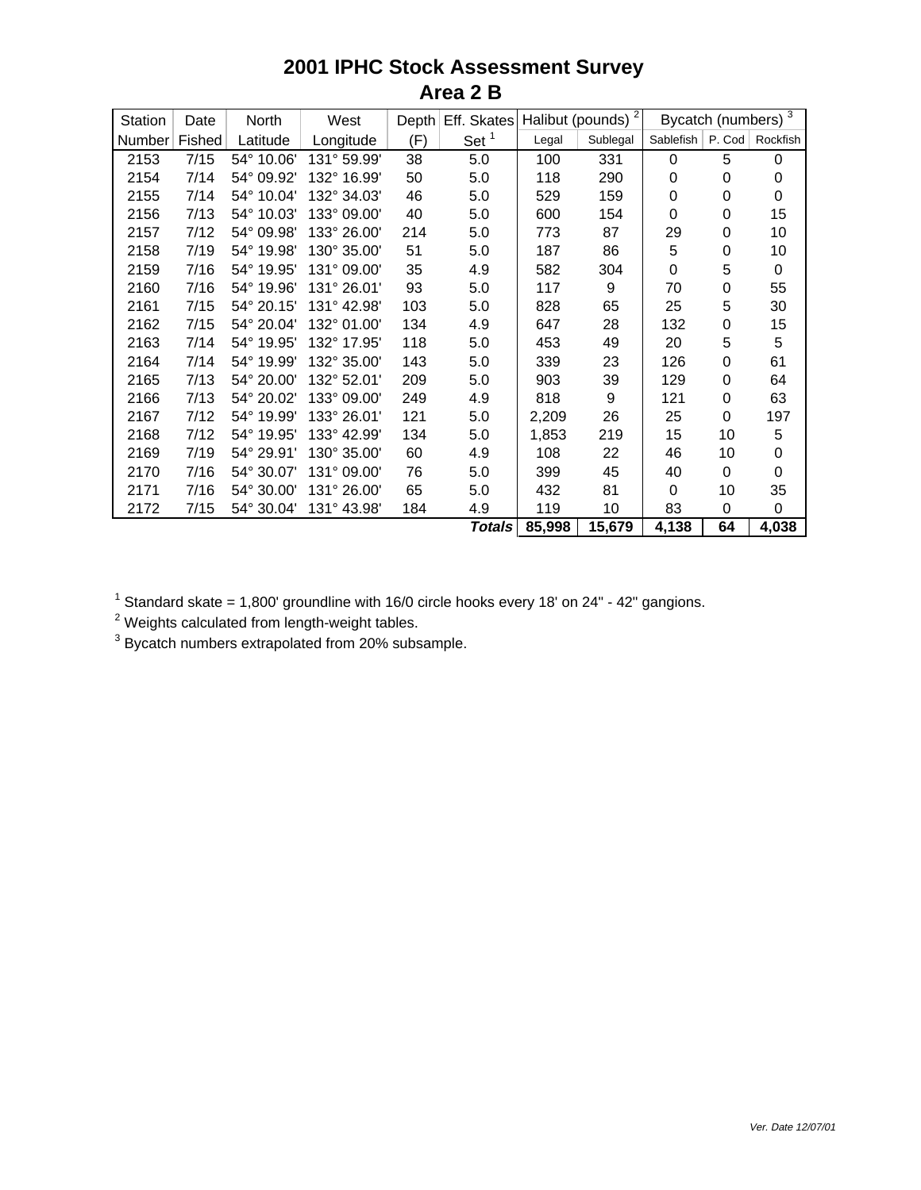# 2001 IPHC Stock Assessment Survey

## Area 2 B

| Station Number | Date Fished | North Latitude | West Longitude | Depth (F) | Eff. Skates Set [1] | Halibut (pounds) [2] | | Bycatch (numbers) [3] | | |
|---|---|---|---|---|---|---|---|---|---|---|
| | | | | | | Legal | Sublegal | Sablefish | P. Cod | Rockfish |
| 2153 | 7/15 | 54° 10.06' | 131° 59.99' | 38 | 5.0 | 100 | 331 | 0 | 5 | 0 |
| 2154 | 7/14 | 54° 09.92' | 132° 16.99' | 50 | 5.0 | 118 | 290 | 0 | 0 | 0 |
| 2155 | 7/14 | 54° 10.04' | 132° 34.03' | 46 | 5.0 | 529 | 159 | 0 | 0 | 0 |
| 2156 | 7/13 | 54° 10.03' | 133° 09.00' | 40 | 5.0 | 600 | 154 | 0 | 0 | 15 |
| 2157 | 7/12 | 54° 09.98' | 133° 26.00' | 214 | 5.0 | 773 | 87 | 29 | 0 | 10 |
| 2158 | 7/19 | 54° 19.98' | 130° 35.00' | 51 | 5.0 | 187 | 86 | 5 | 0 | 10 |
| 2159 | 7/16 | 54° 19.95' | 131° 09.00' | 35 | 4.9 | 582 | 304 | 0 | 5 | 0 |
| 2160 | 7/16 | 54° 19.96' | 131° 26.01' | 93 | 5.0 | 117 | 9 | 70 | 0 | 55 |
| 2161 | 7/15 | 54° 20.15' | 131° 42.98' | 103 | 5.0 | 828 | 65 | 25 | 5 | 30 |
| 2162 | 7/15 | 54° 20.04' | 132° 01.00' | 134 | 4.9 | 647 | 28 | 132 | 0 | 15 |
| 2163 | 7/14 | 54° 19.95' | 132° 17.95' | 118 | 5.0 | 453 | 49 | 20 | 5 | 5 |
| 2164 | 7/14 | 54° 19.99' | 132° 35.00' | 143 | 5.0 | 339 | 23 | 126 | 0 | 61 |
| 2165 | 7/13 | 54° 20.00' | 132° 52.01' | 209 | 5.0 | 903 | 39 | 129 | 0 | 64 |
| 2166 | 7/13 | 54° 20.02' | 133° 09.00' | 249 | 4.9 | 818 | 9 | 121 | 0 | 63 |
| 2167 | 7/12 | 54° 19.99' | 133° 26.01' | 121 | 5.0 | 2,209 | 26 | 25 | 0 | 197 |
| 2168 | 7/12 | 54° 19.95' | 133° 42.99' | 134 | 5.0 | 1,853 | 219 | 15 | 10 | 5 |
| 2169 | 7/19 | 54° 29.91' | 130° 35.00' | 60 | 4.9 | 108 | 22 | 46 | 10 | 0 |
| 2170 | 7/16 | 54° 30.07' | 131° 09.00' | 76 | 5.0 | 399 | 45 | 40 | 0 | 0 |
| 2171 | 7/16 | 54° 30.00' | 131° 26.00' | 65 | 5.0 | 432 | 81 | 0 | 10 | 35 |
| 2172 | 7/15 | 54° 30.04' | 131° 43.98' | 184 | 4.9 | 119 | 10 | 83 | 0 | 0 |
| | | | | | ***Totals*** | **85,998** | **15,679** | **4,138** | **64** | **4,038** |

[1] Standard skate = 1,800' groundline with 16/0 circle hooks every 18' on 24" - 42" gangions.

[2] Weights calculated from length-weight tables.

[3] Bycatch numbers extrapolated from 20% subsample.

*Ver. Date 12/07/01*